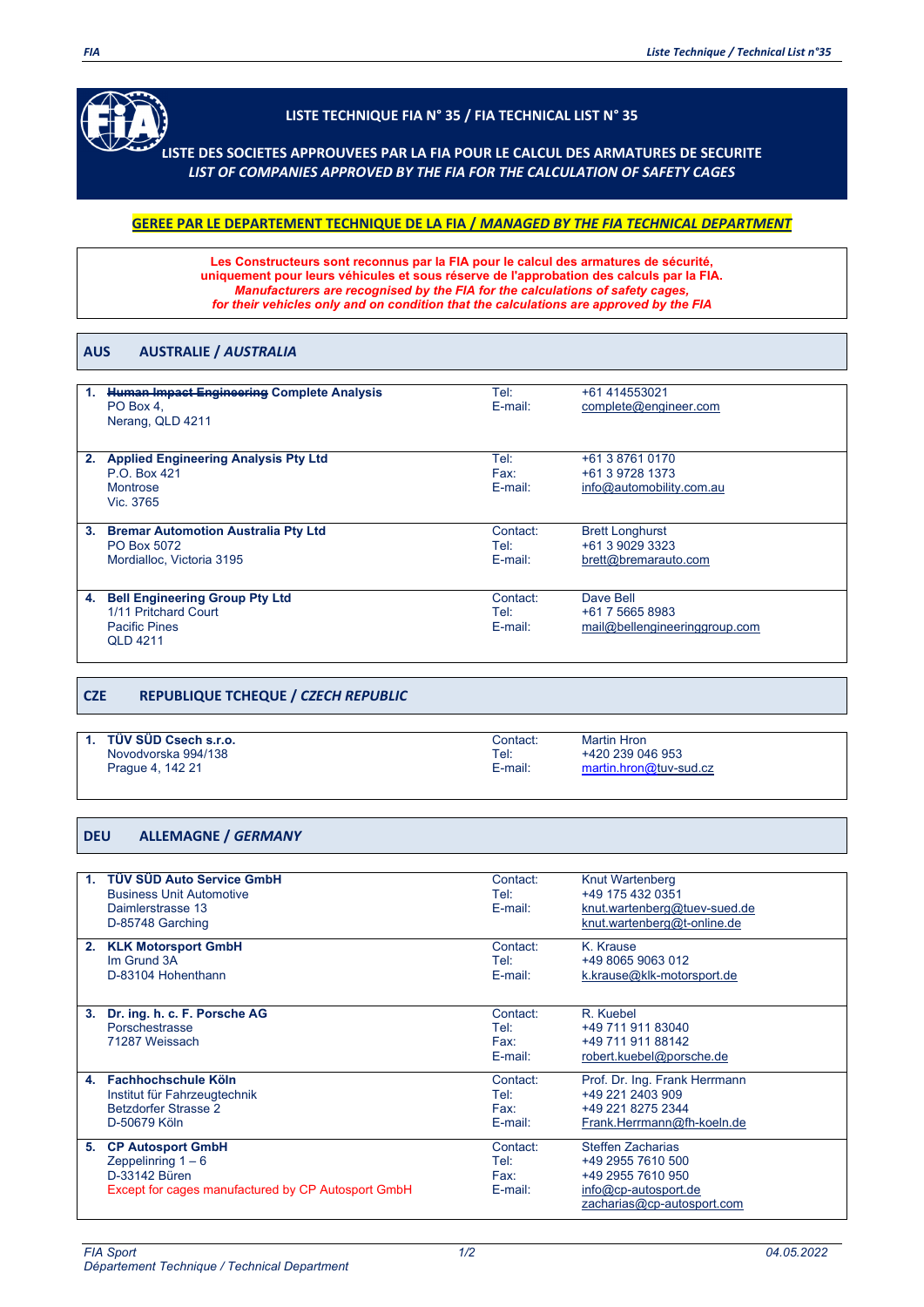# LISTE TECHNIQUE FIA N° 35 / FIA TECHNICAL LIST N° 35

## LISTE DES SOCIETES APPROUVEES PAR LA FIA POUR LE CALCUL DES ARMATURES DE SECURITE
## *LIST OF COMPANIES APPROVED BY THE FIA FOR THE CALCULATION OF SAFETY CAGES*

**GEREE PAR LE DEPARTEMENT TECHNIQUE DE LA FIA / *MANAGED BY THE FIA TECHNICAL DEPARTMENT***

**Les Constructeurs sont reconnus par la FIA pour le calcul des armatures de sécurité, uniquement pour leurs véhicules et sous réserve de l'approbation des calculs par la FIA.**
***Manufacturers are recognised by the FIA for the calculations of safety cages, for their vehicles only and on condition that the calculations are approved by the FIA***

## AUS AUSTRALIE / *AUSTRALIA*

| | Company | | |
|---|---|---|---|
| 1. | **~~Human Impact Engineering~~ Complete Analysis**<br>PO Box 4,<br>Nerang, QLD 4211 | Tel:<br>E-mail: | +61 414553021<br>complete@engineer.com |
| 2. | **Applied Engineering Analysis Pty Ltd**<br>P.O. Box 421<br>Montrose<br>Vic. 3765 | Tel:<br>Fax:<br>E-mail: | +61 3 8761 0170<br>+61 3 9728 1373<br>info@automobility.com.au |
| 3. | **Bremar Automotion Australia Pty Ltd**<br>PO Box 5072<br>Mordialloc, Victoria 3195 | Contact:<br>Tel:<br>E-mail: | Brett Longhurst<br>+61 3 9029 3323<br>brett@bremarauto.com |
| 4. | **Bell Engineering Group Pty Ltd**<br>1/11 Pritchard Court<br>Pacific Pines<br>QLD 4211 | Contact:<br>Tel:<br>E-mail: | Dave Bell<br>+61 7 5665 8983<br>mail@bellengineeringgroup.com |

## CZE REPUBLIQUE TCHEQUE / *CZECH REPUBLIC*

| | Company | | |
|---|---|---|---|
| 1. | **TÜV SÜD Csech s.r.o.**<br>Novodvorska 994/138<br>Prague 4, 142 21 | Contact:<br>Tel:<br>E-mail: | Martin Hron<br>+420 239 046 953<br>martin.hron@tuv-sud.cz |

## DEU ALLEMAGNE / *GERMANY*

| | Company | | |
|---|---|---|---|
| 1. | **TÜV SÜD Auto Service GmbH**<br>Business Unit Automotive<br>Daimlerstrasse 13<br>D-85748 Garching | Contact:<br>Tel:<br>E-mail: | Knut Wartenberg<br>+49 175 432 0351<br>knut.wartenberg@tuev-sued.de<br>knut.wartenberg@t-online.de |
| 2. | **KLK Motorsport GmbH**<br>Im Grund 3A<br>D-83104 Hohenthann | Contact:<br>Tel:<br>E-mail: | K. Krause<br>+49 8065 9063 012<br>k.krause@klk-motorsport.de |
| 3. | **Dr. ing. h. c. F. Porsche AG**<br>Porschestrasse<br>71287 Weissach | Contact:<br>Tel:<br>Fax:<br>E-mail: | R. Kuebel<br>+49 711 911 83040<br>+49 711 911 88142<br>robert.kuebel@porsche.de |
| 4. | **Fachhochschule Köln**<br>Institut für Fahrzeugtechnik<br>Betzdorfer Strasse 2<br>D-50679 Köln | Contact:<br>Tel:<br>Fax:<br>E-mail: | Prof. Dr. Ing. Frank Herrmann<br>+49 221 2403 909<br>+49 221 8275 2344<br>Frank.Herrmann@fh-koeln.de |
| 5. | **CP Autosport GmbH**<br>Zeppelinring 1 – 6<br>D-33142 Büren<br>Except for cages manufactured by CP Autosport GmbH | Contact:<br>Tel:<br>Fax:<br>E-mail: | Steffen Zacharias<br>+49 2955 7610 500<br>+49 2955 7610 950<br>info@cp-autosport.de<br>zacharias@cp-autosport.com |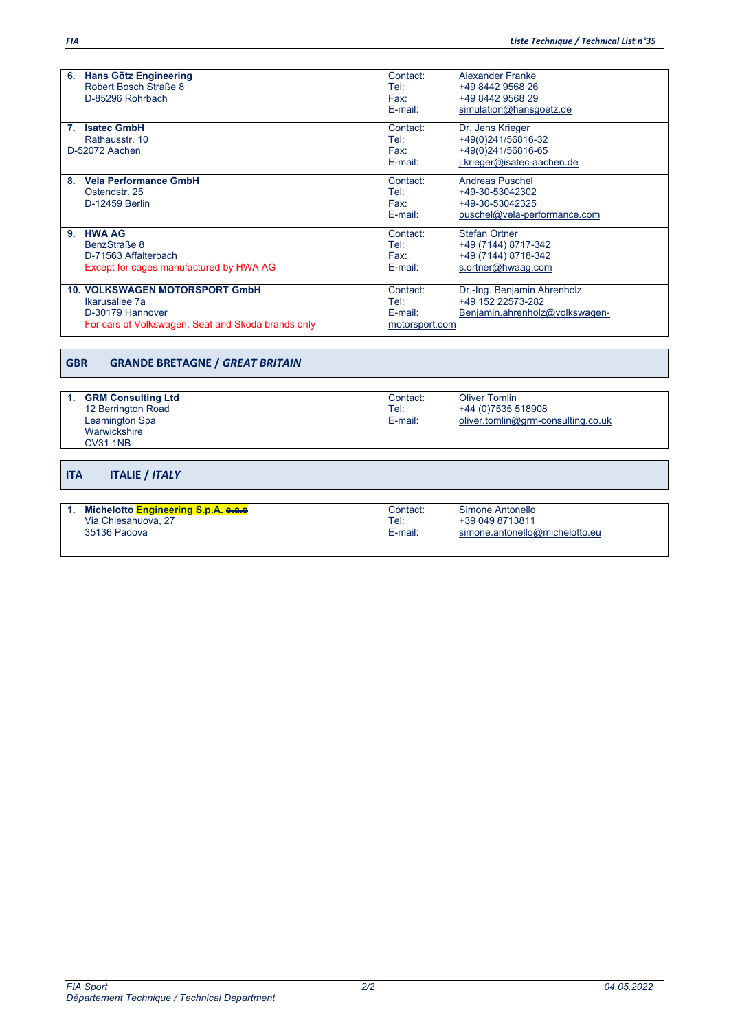| | | |
|---|---|---|
| **6. Hans Götz Engineering**<br>Robert Bosch Straße 8<br>D-85296 Rohrbach | Contact:<br>Tel:<br>Fax:<br>E-mail: | Alexander Franke<br>+49 8442 9568 26<br>+49 8442 9568 29<br>simulation@hansgoetz.de |
| **7. Isatec GmbH**<br>Rathausstr. 10<br>D-52072 Aachen | Contact:<br>Tel:<br>Fax:<br>E-mail: | Dr. Jens Krieger<br>+49(0)241/56816-32<br>+49(0)241/56816-65<br>j.krieger@isatec-aachen.de |
| **8. Vela Performance GmbH**<br>Ostendstr. 25<br>D-12459 Berlin | Contact:<br>Tel:<br>Fax:<br>E-mail: | Andreas Puschel<br>+49-30-53042302<br>+49-30-53042325<br>puschel@vela-performance.com |
| **9. HWA AG**<br>BenzStraße 8<br>D-71563 Affalterbach<br>Except for cages manufactured by HWA AG | Contact:<br>Tel:<br>Fax:<br>E-mail: | Stefan Ortner<br>+49 (7144) 8717-342<br>+49 (7144) 8718-342<br>s.ortner@hwaag.com |
| **10. VOLKSWAGEN MOTORSPORT GmbH**<br>Ikarusallee 7a<br>D-30179 Hannover<br>For cars of Volkswagen, Seat and Skoda brands only | Contact:<br>Tel:<br>E-mail: | Dr.-Ing. Benjamin Ahrenholz<br>+49 152 22573-282<br>Benjamin.ahrenholz@volkswagen-motorsport.com |

## GBR GRANDE BRETAGNE / *GREAT BRITAIN*

| | | |
|---|---|---|
| **1. GRM Consulting Ltd**<br>12 Berrington Road<br>Leamington Spa<br>Warwickshire<br>CV31 1NB | Contact:<br>Tel:<br>E-mail: | Oliver Tomlin<br>+44 (0)7535 518908<br>oliver.tomlin@grm-consulting.co.uk |

## ITA ITALIE / *ITALY*

| | | |
|---|---|---|
| **1. Michelotto Engineering S.p.A. ~~s.a.s~~**<br>Via Chiesanuova, 27<br>35136 Padova | Contact:<br>Tel:<br>E-mail: | Simone Antonello<br>+39 049 8713811<br>simone.antonello@michelotto.eu |